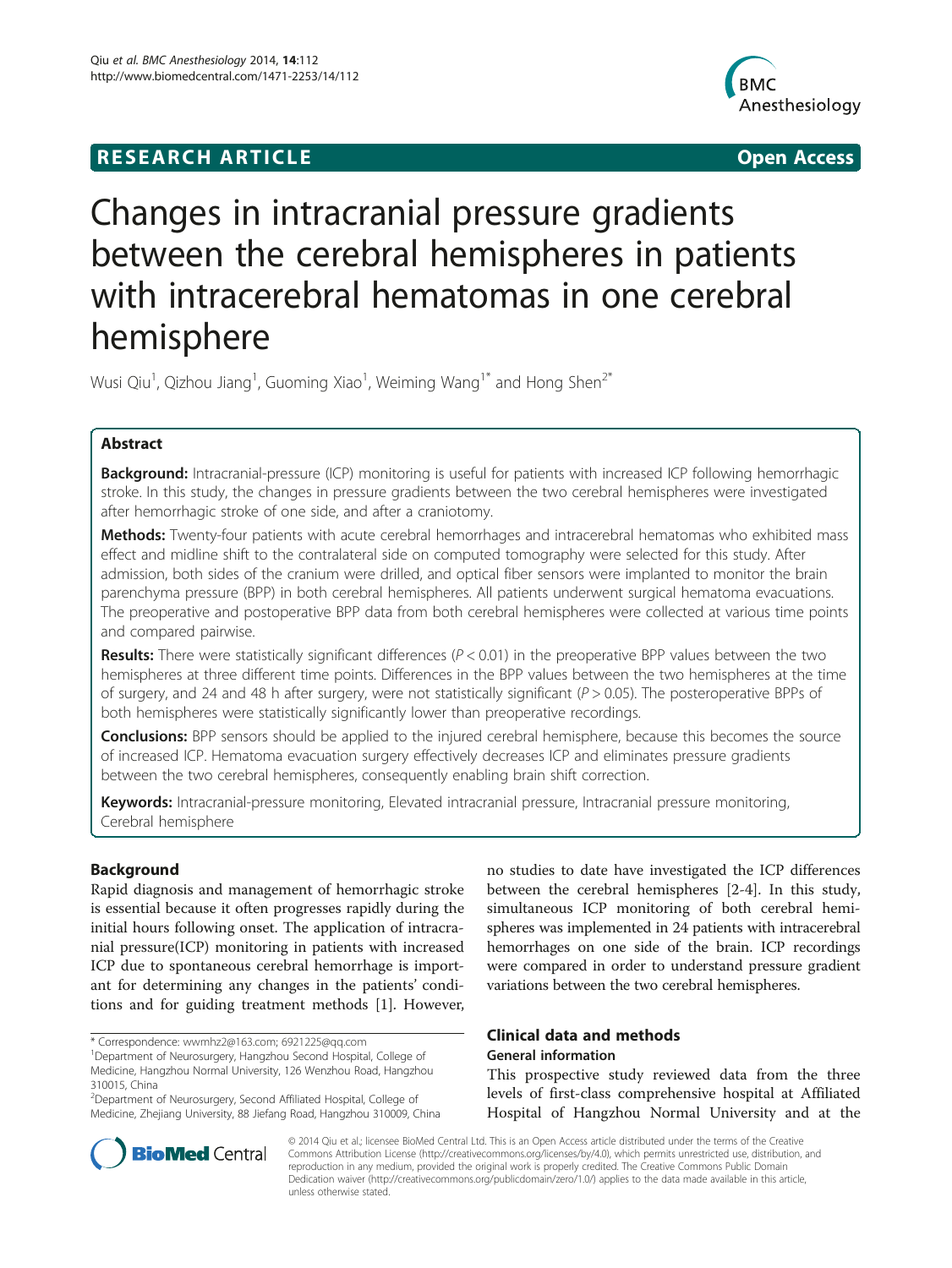RESEARCH ARTICLE Open Access

# Changes in intracranial pressure gradients between the cerebral hemispheres in patients with intracerebral hematomas in one cerebral hemisphere

Wusi Qiu[1], Qizhou Jiang[1], Guoming Xiao[1], Weiming Wang[1*] and Hong Shen[2*]

## Abstract

**Background:** Intracranial-pressure (ICP) monitoring is useful for patients with increased ICP following hemorrhagic stroke. In this study, the changes in pressure gradients between the two cerebral hemispheres were investigated after hemorrhagic stroke of one side, and after a craniotomy.

**Methods:** Twenty-four patients with acute cerebral hemorrhages and intracerebral hematomas who exhibited mass effect and midline shift to the contralateral side on computed tomography were selected for this study. After admission, both sides of the cranium were drilled, and optical fiber sensors were implanted to monitor the brain parenchyma pressure (BPP) in both cerebral hemispheres. All patients underwent surgical hematoma evacuations. The preoperative and postoperative BPP data from both cerebral hemispheres were collected at various time points and compared pairwise.

**Results:** There were statistically significant differences ($P < 0.01$) in the preoperative BPP values between the two hemispheres at three different time points. Differences in the BPP values between the two hemispheres at the time of surgery, and 24 and 48 h after surgery, were not statistically significant ($P > 0.05$). The posteroperative BPPs of both hemispheres were statistically significantly lower than preoperative recordings.

**Conclusions:** BPP sensors should be applied to the injured cerebral hemisphere, because this becomes the source of increased ICP. Hematoma evacuation surgery effectively decreases ICP and eliminates pressure gradients between the two cerebral hemispheres, consequently enabling brain shift correction.

**Keywords:** Intracranial-pressure monitoring, Elevated intracranial pressure, Intracranial pressure monitoring, Cerebral hemisphere

## Background

Rapid diagnosis and management of hemorrhagic stroke is essential because it often progresses rapidly during the initial hours following onset. The application of intracranial pressure(ICP) monitoring in patients with increased ICP due to spontaneous cerebral hemorrhage is important for determining any changes in the patients' conditions and for guiding treatment methods [1]. However, no studies to date have investigated the ICP differences between the cerebral hemispheres [2-4]. In this study, simultaneous ICP monitoring of both cerebral hemispheres was implemented in 24 patients with intracerebral hemorrhages on one side of the brain. ICP recordings were compared in order to understand pressure gradient variations between the two cerebral hemispheres.

## Clinical data and methods

### General information

This prospective study reviewed data from the three levels of first-class comprehensive hospital at Affiliated Hospital of Hangzhou Normal University and at the

* Correspondence: wwmhz2@163.com; 6921225@qq.com
[1]Department of Neurosurgery, Hangzhou Second Hospital, College of Medicine, Hangzhou Normal University, 126 Wenzhou Road, Hangzhou 310015, China
[2]Department of Neurosurgery, Second Affiliated Hospital, College of Medicine, Zhejiang University, 88 Jiefang Road, Hangzhou 310009, China

© 2014 Qiu et al.; licensee BioMed Central Ltd. This is an Open Access article distributed under the terms of the Creative Commons Attribution License (http://creativecommons.org/licenses/by/4.0), which permits unrestricted use, distribution, and reproduction in any medium, provided the original work is properly credited. The Creative Commons Public Domain Dedication waiver (http://creativecommons.org/publicdomain/zero/1.0/) applies to the data made available in this article, unless otherwise stated.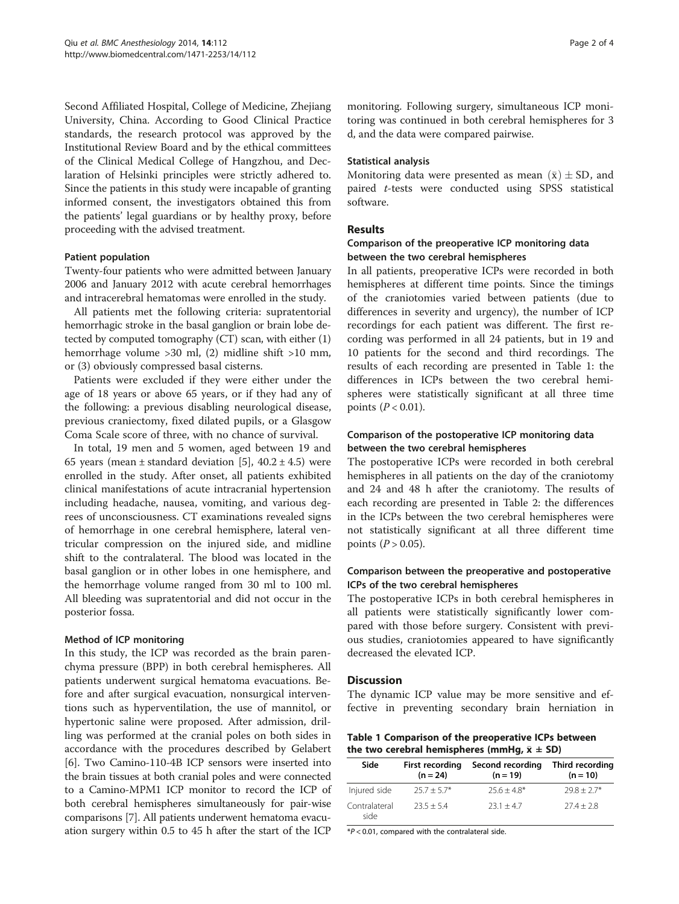Second Affiliated Hospital, College of Medicine, Zhejiang University, China. According to Good Clinical Practice standards, the research protocol was approved by the Institutional Review Board and by the ethical committees of the Clinical Medical College of Hangzhou, and Declaration of Helsinki principles were strictly adhered to. Since the patients in this study were incapable of granting informed consent, the investigators obtained this from the patients' legal guardians or by healthy proxy, before proceeding with the advised treatment.

### Patient population

Twenty-four patients who were admitted between January 2006 and January 2012 with acute cerebral hemorrhages and intracerebral hematomas were enrolled in the study.

All patients met the following criteria: supratentorial hemorrhagic stroke in the basal ganglion or brain lobe detected by computed tomography (CT) scan, with either (1) hemorrhage volume >30 ml, (2) midline shift >10 mm, or (3) obviously compressed basal cisterns.

Patients were excluded if they were either under the age of 18 years or above 65 years, or if they had any of the following: a previous disabling neurological disease, previous craniectomy, fixed dilated pupils, or a Glasgow Coma Scale score of three, with no chance of survival.

In total, 19 men and 5 women, aged between 19 and 65 years (mean ± standard deviation [5], 40.2 ± 4.5) were enrolled in the study. After onset, all patients exhibited clinical manifestations of acute intracranial hypertension including headache, nausea, vomiting, and various degrees of unconsciousness. CT examinations revealed signs of hemorrhage in one cerebral hemisphere, lateral ventricular compression on the injured side, and midline shift to the contralateral. The blood was located in the basal ganglion or in other lobes in one hemisphere, and the hemorrhage volume ranged from 30 ml to 100 ml. All bleeding was supratentorial and did not occur in the posterior fossa.

### Method of ICP monitoring

In this study, the ICP was recorded as the brain parenchyma pressure (BPP) in both cerebral hemispheres. All patients underwent surgical hematoma evacuations. Before and after surgical evacuation, nonsurgical interventions such as hyperventilation, the use of mannitol, or hypertonic saline were proposed. After admission, drilling was performed at the cranial poles on both sides in accordance with the procedures described by Gelabert [6]. Two Camino-110-4B ICP sensors were inserted into the brain tissues at both cranial poles and were connected to a Camino-MPM1 ICP monitor to record the ICP of both cerebral hemispheres simultaneously for pair-wise comparisons [7]. All patients underwent hematoma evacuation surgery within 0.5 to 45 h after the start of the ICP monitoring. Following surgery, simultaneous ICP monitoring was continued in both cerebral hemispheres for 3 d, and the data were compared pairwise.

### Statistical analysis

Monitoring data were presented as mean $(\bar{x}) \pm$ SD, and paired *t*-tests were conducted using SPSS statistical software.

## Results

### Comparison of the preoperative ICP monitoring data between the two cerebral hemispheres

In all patients, preoperative ICPs were recorded in both hemispheres at different time points. Since the timings of the craniotomies varied between patients (due to differences in severity and urgency), the number of ICP recordings for each patient was different. The first recording was performed in all 24 patients, but in 19 and 10 patients for the second and third recordings. The results of each recording are presented in Table 1: the differences in ICPs between the two cerebral hemispheres were statistically significant at all three time points ($P < 0.01$).

### Comparison of the postoperative ICP monitoring data between the two cerebral hemispheres

The postoperative ICPs were recorded in both cerebral hemispheres in all patients on the day of the craniotomy and 24 and 48 h after the craniotomy. The results of each recording are presented in Table 2: the differences in the ICPs between the two cerebral hemispheres were not statistically significant at all three different time points ($P > 0.05$).

### Comparison between the preoperative and postoperative ICPs of the two cerebral hemispheres

The postoperative ICPs in both cerebral hemispheres in all patients were statistically significantly lower compared with those before surgery. Consistent with previous studies, craniotomies appeared to have significantly decreased the elevated ICP.

## Discussion

The dynamic ICP value may be more sensitive and effective in preventing secondary brain herniation in

**Table 1 Comparison of the preoperative ICPs between the two cerebral hemispheres (mmHg, $\bar{x} \pm$ SD)**

| Side | First recording (n = 24) | Second recording (n = 19) | Third recording (n = 10) |
|---|---|---|---|
| Injured side | 25.7 ± 5.7* | 25.6 ± 4.8* | 29.8 ± 2.7* |
| Contralateral side | 23.5 ± 5.4 | 23.1 ± 4.7 | 27.4 ± 2.8 |

*$P < 0.01$, compared with the contralateral side.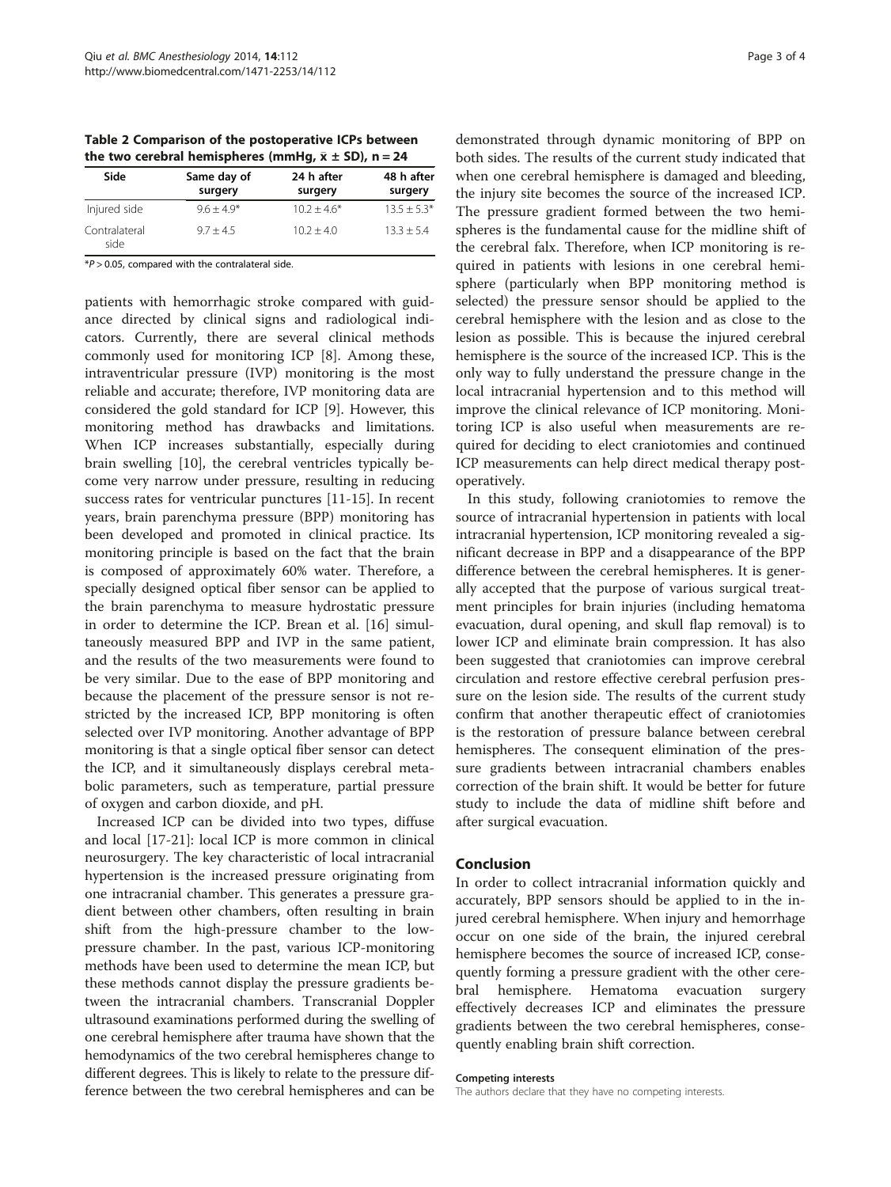**Table 2 Comparison of the postoperative ICPs between the two cerebral hemispheres (mmHg, $\bar{x} \pm SD$), n = 24**

| Side | Same day of surgery | 24 h after surgery | 48 h after surgery |
|---|---|---|---|
| Injured side | 9.6 ± 4.9* | 10.2 ± 4.6* | 13.5 ± 5.3* |
| Contralateral side | 9.7 ± 4.5 | 10.2 ± 4.0 | 13.3 ± 5.4 |

*$P > 0.05$, compared with the contralateral side.

patients with hemorrhagic stroke compared with guidance directed by clinical signs and radiological indicators. Currently, there are several clinical methods commonly used for monitoring ICP [8]. Among these, intraventricular pressure (IVP) monitoring is the most reliable and accurate; therefore, IVP monitoring data are considered the gold standard for ICP [9]. However, this monitoring method has drawbacks and limitations. When ICP increases substantially, especially during brain swelling [10], the cerebral ventricles typically become very narrow under pressure, resulting in reducing success rates for ventricular punctures [11-15]. In recent years, brain parenchyma pressure (BPP) monitoring has been developed and promoted in clinical practice. Its monitoring principle is based on the fact that the brain is composed of approximately 60% water. Therefore, a specially designed optical fiber sensor can be applied to the brain parenchyma to measure hydrostatic pressure in order to determine the ICP. Brean et al. [16] simultaneously measured BPP and IVP in the same patient, and the results of the two measurements were found to be very similar. Due to the ease of BPP monitoring and because the placement of the pressure sensor is not restricted by the increased ICP, BPP monitoring is often selected over IVP monitoring. Another advantage of BPP monitoring is that a single optical fiber sensor can detect the ICP, and it simultaneously displays cerebral metabolic parameters, such as temperature, partial pressure of oxygen and carbon dioxide, and pH.

Increased ICP can be divided into two types, diffuse and local [17-21]: local ICP is more common in clinical neurosurgery. The key characteristic of local intracranial hypertension is the increased pressure originating from one intracranial chamber. This generates a pressure gradient between other chambers, often resulting in brain shift from the high-pressure chamber to the low-pressure chamber. In the past, various ICP-monitoring methods have been used to determine the mean ICP, but these methods cannot display the pressure gradients between the intracranial chambers. Transcranial Doppler ultrasound examinations performed during the swelling of one cerebral hemisphere after trauma have shown that the hemodynamics of the two cerebral hemispheres change to different degrees. This is likely to relate to the pressure difference between the two cerebral hemispheres and can be demonstrated through dynamic monitoring of BPP on both sides. The results of the current study indicated that when one cerebral hemisphere is damaged and bleeding, the injury site becomes the source of the increased ICP. The pressure gradient formed between the two hemispheres is the fundamental cause for the midline shift of the cerebral falx. Therefore, when ICP monitoring is required in patients with lesions in one cerebral hemisphere (particularly when BPP monitoring method is selected) the pressure sensor should be applied to the cerebral hemisphere with the lesion and as close to the lesion as possible. This is because the injured cerebral hemisphere is the source of the increased ICP. This is the only way to fully understand the pressure change in the local intracranial hypertension and to this method will improve the clinical relevance of ICP monitoring. Monitoring ICP is also useful when measurements are required for deciding to elect craniotomies and continued ICP measurements can help direct medical therapy postoperatively.

In this study, following craniotomies to remove the source of intracranial hypertension in patients with local intracranial hypertension, ICP monitoring revealed a significant decrease in BPP and a disappearance of the BPP difference between the cerebral hemispheres. It is generally accepted that the purpose of various surgical treatment principles for brain injuries (including hematoma evacuation, dural opening, and skull flap removal) is to lower ICP and eliminate brain compression. It has also been suggested that craniotomies can improve cerebral circulation and restore effective cerebral perfusion pressure on the lesion side. The results of the current study confirm that another therapeutic effect of craniotomies is the restoration of pressure balance between cerebral hemispheres. The consequent elimination of the pressure gradients between intracranial chambers enables correction of the brain shift. It would be better for future study to include the data of midline shift before and after surgical evacuation.

## Conclusion

In order to collect intracranial information quickly and accurately, BPP sensors should be applied to in the injured cerebral hemisphere. When injury and hemorrhage occur on one side of the brain, the injured cerebral hemisphere becomes the source of increased ICP, consequently forming a pressure gradient with the other cerebral hemisphere. Hematoma evacuation surgery effectively decreases ICP and eliminates the pressure gradients between the two cerebral hemispheres, consequently enabling brain shift correction.

#### Competing interests

The authors declare that they have no competing interests.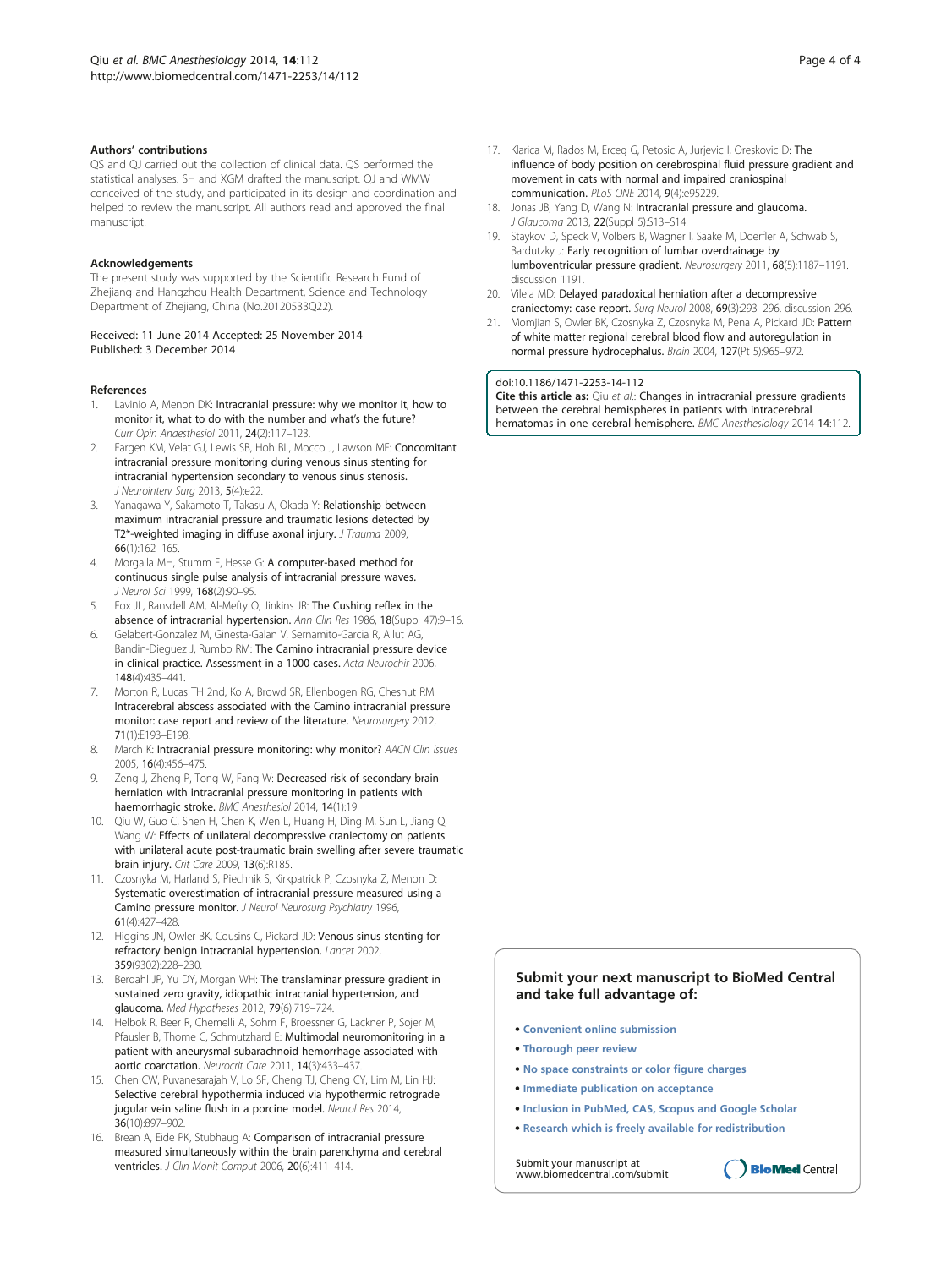### Authors' contributions

QS and QJ carried out the collection of clinical data. QS performed the statistical analyses. SH and XGM drafted the manuscript. QJ and WMW conceived of the study, and participated in its design and coordination and helped to review the manuscript. All authors read and approved the final manuscript.

### Acknowledgements

The present study was supported by the Scientific Research Fund of Zhejiang and Hangzhou Health Department, Science and Technology Department of Zhejiang, China (No.20120533Q22).

Received: 11 June 2014 Accepted: 25 November 2014
Published: 3 December 2014

### References

1. Lavinio A, Menon DK: **Intracranial pressure: why we monitor it, how to monitor it, what to do with the number and what's the future?** *Curr Opin Anaesthesiol* 2011, **24**(2):117–123.
2. Fargen KM, Velat GJ, Lewis SB, Hoh BL, Mocco J, Lawson MF: **Concomitant intracranial pressure monitoring during venous sinus stenting for intracranial hypertension secondary to venous sinus stenosis.** *J Neurointerv Surg* 2013, **5**(4):e22.
3. Yanagawa Y, Sakamoto T, Takasu A, Okada Y: **Relationship between maximum intracranial pressure and traumatic lesions detected by T2*-weighted imaging in diffuse axonal injury.** *J Trauma* 2009, **66**(1):162–165.
4. Morgalla MH, Stumm F, Hesse G: **A computer-based method for continuous single pulse analysis of intracranial pressure waves.** *J Neurol Sci* 1999, **168**(2):90–95.
5. Fox JL, Ransdell AM, Al-Mefty O, Jinkins JR: **The Cushing reflex in the absence of intracranial hypertension.** *Ann Clin Res* 1986, **18**(Suppl 47):9–16.
6. Gelabert-Gonzalez M, Ginesta-Galan V, Sernamito-Garcia R, Allut AG, Bandin-Dieguez J, Rumbo RM: **The Camino intracranial pressure device in clinical practice. Assessment in a 1000 cases.** *Acta Neurochir* 2006, **148**(4):435–441.
7. Morton R, Lucas TH 2nd, Ko A, Browd SR, Ellenbogen RG, Chesnut RM: **Intracerebral abscess associated with the Camino intracranial pressure monitor: case report and review of the literature.** *Neurosurgery* 2012, **71**(1):E193–E198.
8. March K: **Intracranial pressure monitoring: why monitor?** *AACN Clin Issues* 2005, **16**(4):456–475.
9. Zeng J, Zheng P, Tong W, Fang W: **Decreased risk of secondary brain herniation with intracranial pressure monitoring in patients with haemorrhagic stroke.** *BMC Anesthesiol* 2014, **14**(1):19.
10. Qiu W, Guo C, Shen H, Chen K, Wen L, Huang H, Ding M, Sun L, Jiang Q, Wang W: **Effects of unilateral decompressive craniectomy on patients with unilateral acute post-traumatic brain swelling after severe traumatic brain injury.** *Crit Care* 2009, **13**(6):R185.
11. Czosnyka M, Harland S, Piechnik S, Kirkpatrick P, Czosnyka Z, Menon D: **Systematic overestimation of intracranial pressure measured using a Camino pressure monitor.** *J Neurol Neurosurg Psychiatry* 1996, **61**(4):427–428.
12. Higgins JN, Owler BK, Cousins C, Pickard JD: **Venous sinus stenting for refractory benign intracranial hypertension.** *Lancet* 2002, **359**(9302):228–230.
13. Berdahl JP, Yu DY, Morgan WH: **The translaminar pressure gradient in sustained zero gravity, idiopathic intracranial hypertension, and glaucoma.** *Med Hypotheses* 2012, **79**(6):719–724.
14. Helbok R, Beer R, Chemelli A, Sohm F, Broessner G, Lackner P, Sojer M, Pfausler B, Thome C, Schmutzhard E: **Multimodal neuromonitoring in a patient with aneurysmal subarachnoid hemorrhage associated with aortic coarctation.** *Neurocrit Care* 2011, **14**(3):433–437.
15. Chen CW, Puvanesarajah V, Lo SF, Cheng TJ, Cheng CY, Lim M, Lin HJ: **Selective cerebral hypothermia induced via hypothermic retrograde jugular vein saline flush in a porcine model.** *Neurol Res* 2014, **36**(10):897–902.
16. Brean A, Eide PK, Stubhaug A: **Comparison of intracranial pressure measured simultaneously within the brain parenchyma and cerebral ventricles.** *J Clin Monit Comput* 2006, **20**(6):411–414.
17. Klarica M, Rados M, Erceg G, Petosic A, Jurjevic I, Oreskovic D: **The influence of body position on cerebrospinal fluid pressure gradient and movement in cats with normal and impaired craniospinal communication.** *PLoS ONE* 2014, **9**(4):e95229.
18. Jonas JB, Yang D, Wang N: **Intracranial pressure and glaucoma.** *J Glaucoma* 2013, **22**(Suppl 5):S13–S14.
19. Staykov D, Speck V, Volbers B, Wagner I, Saake M, Doerfler A, Schwab S, Bardutzky J: **Early recognition of lumbar overdrainage by lumboventricular pressure gradient.** *Neurosurgery* 2011, **68**(5):1187–1191. discussion 1191.
20. Vilela MD: **Delayed paradoxical herniation after a decompressive craniectomy: case report.** *Surg Neurol* 2008, **69**(3):293–296. discussion 296.
21. Momjian S, Owler BK, Czosnyka Z, Czosnyka M, Pena A, Pickard JD: **Pattern of white matter regional cerebral blood flow and autoregulation in normal pressure hydrocephalus.** *Brain* 2004, **127**(Pt 5):965–972.

doi:10.1186/1471-2253-14-112

**Cite this article as:** Qiu *et al.*: Changes in intracranial pressure gradients between the cerebral hemispheres in patients with intracerebral hematomas in one cerebral hemisphere. *BMC Anesthesiology* 2014 **14**:112.

**Submit your next manuscript to BioMed Central and take full advantage of:**

- **Convenient online submission**
- **Thorough peer review**
- **No space constraints or color figure charges**
- **Immediate publication on acceptance**
- **Inclusion in PubMed, CAS, Scopus and Google Scholar**
- **Research which is freely available for redistribution**

Submit your manuscript at
www.biomedcentral.com/submit

BioMed Central